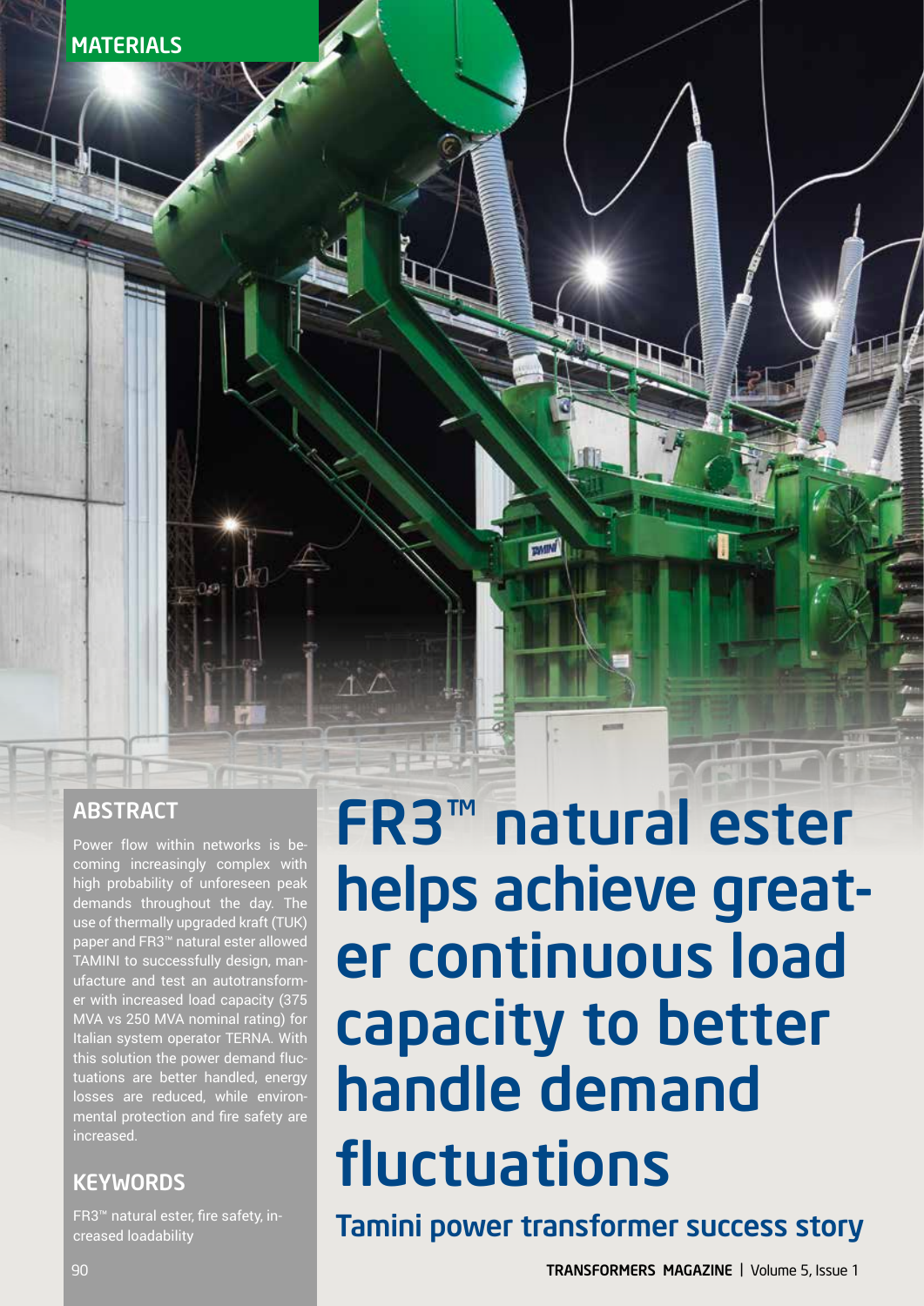MATERIALS

# FR3™ natural ester helps achieve greater continuous load capacity to better handle demand fluctuations

## Tamini power transformer success story

### ABSTRACT

Power flow within networks is becoming increasingly complex with high probability of unforeseen peak demands throughout the day. The use of thermally upgraded kraft (TUK) paper and FR3™ natural ester allowed TAMINI to successfully design, manufacture and test an autotransformer with increased load capacity (375 MVA vs 250 MVA nominal rating) for Italian system operator TERNA. With this solution the power demand fluctuations are better handled, energy losses are reduced, while environmental protection and fire safety are increased.

### KEYWORDS

FR3™ natural ester, fire safety, increased loadability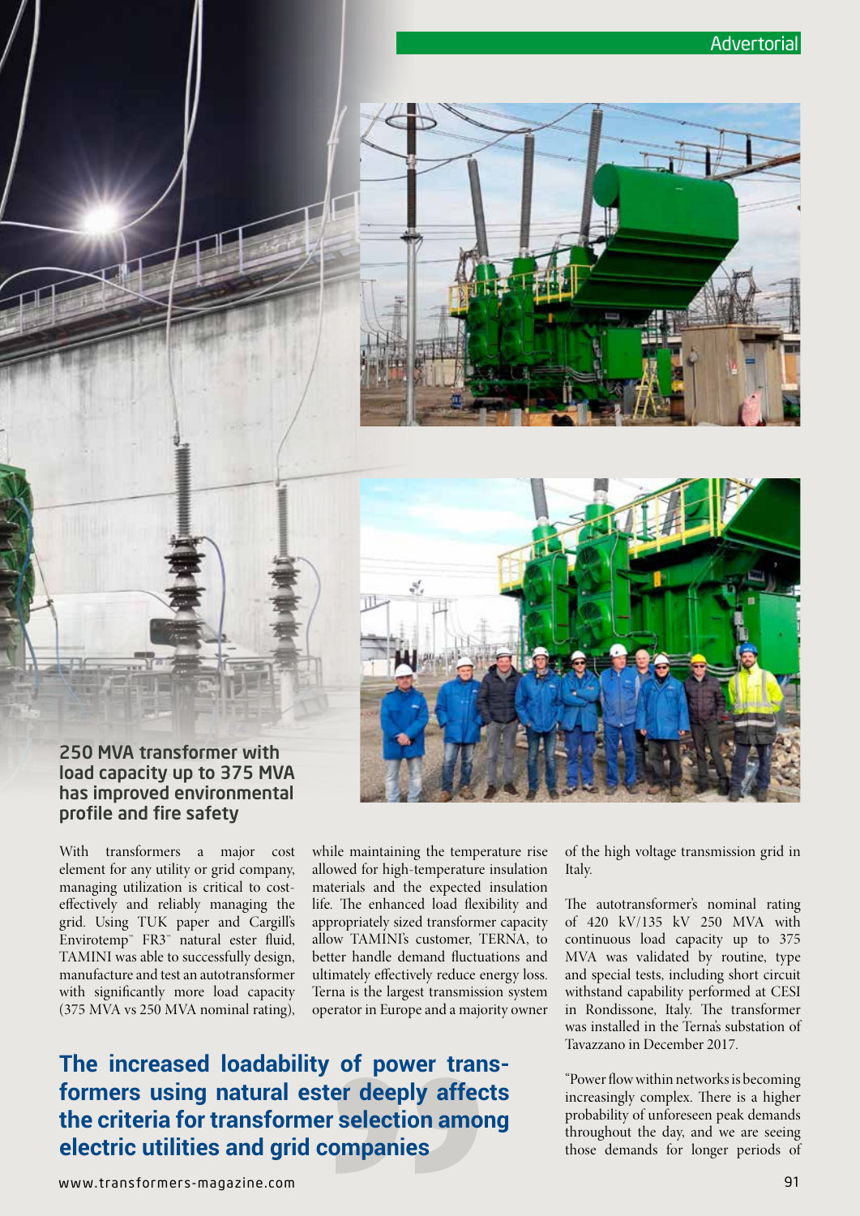Advertorial

## 250 MVA transformer with load capacity up to 375 MVA has improved environmental profile and fire safety

With transformers a major cost element for any utility or grid company, managing utilization is critical to cost-effectively and reliably managing the grid. Using TUK paper and Cargill's Envirotemp™ FR3™ natural ester fluid, TAMINI was able to successfully design, manufacture and test an autotransformer with significantly more load capacity (375 MVA vs 250 MVA nominal rating), while maintaining the temperature rise allowed for high-temperature insulation materials and the expected insulation life. The enhanced load flexibility and appropriately sized transformer capacity allow TAMINI's customer, TERNA, to better handle demand fluctuations and ultimately effectively reduce energy loss. Terna is the largest transmission system operator in Europe and a majority owner of the high voltage transmission grid in Italy.

The autotransformer's nominal rating of 420 kV/135 kV 250 MVA with continuous load capacity up to 375 MVA was validated by routine, type and special tests, including short circuit withstand capability performed at CESI in Rondissone, Italy. The transformer was installed in the Terna's substation of Tavazzano in December 2017.

**The increased loadability of power transformers using natural ester deeply affects the criteria for transformer selection among electric utilities and grid companies**

"Power flow within networks is becoming increasingly complex. There is a higher probability of unforeseen peak demands throughout the day, and we are seeing those demands for longer periods of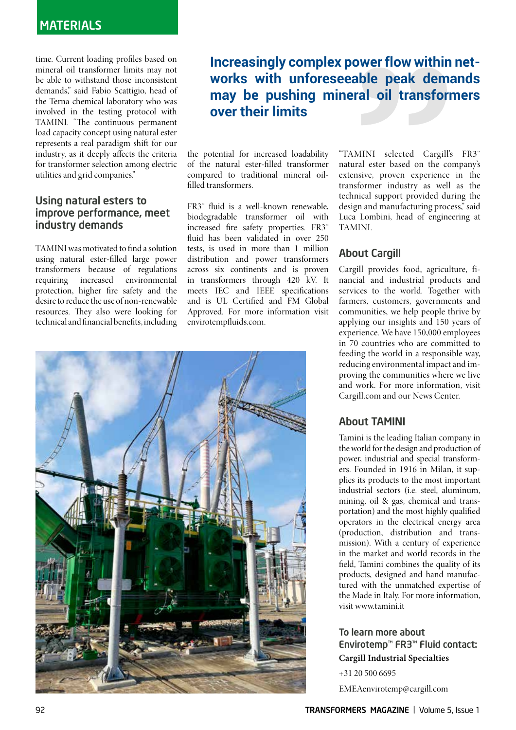time. Current loading profiles based on mineral oil transformer limits may not be able to withstand those inconsistent demands," said Fabio Scattigio, head of the Terna chemical laboratory who was involved in the testing protocol with TAMINI. "The continuous permanent load capacity concept using natural ester represents a real paradigm shift for our industry, as it deeply affects the criteria for transformer selection among electric utilities and grid companies."

**Increasingly complex power flow within networks with unforeseeable peak demands may be pushing mineral oil transformers over their limits**

## Using natural esters to improve performance, meet industry demands

TAMINI was motivated to find a solution using natural ester-filled large power transformers because of regulations requiring increased environmental protection, higher fire safety and the desire to reduce the use of non-renewable resources. They also were looking for technical and financial benefits, including the potential for increased loadability of the natural ester-filled transformer compared to traditional mineral oil-filled transformers.

FR3™ fluid is a well-known renewable, biodegradable transformer oil with increased fire safety properties. FR3™ fluid has been validated in over 250 tests, is used in more than 1 million distribution and power transformers across six continents and is proven in transformers through 420 kV. It meets IEC and IEEE specifications and is UL Certified and FM Global Approved. For more information visit envirotempfluids.com.

"TAMINI selected Cargill's FR3™ natural ester based on the company's extensive, proven experience in the transformer industry as well as the technical support provided during the design and manufacturing process," said Luca Lombini, head of engineering at TAMINI.

## About Cargill

Cargill provides food, agriculture, financial and industrial products and services to the world. Together with farmers, customers, governments and communities, we help people thrive by applying our insights and 150 years of experience. We have 150,000 employees in 70 countries who are committed to feeding the world in a responsible way, reducing environmental impact and improving the communities where we live and work. For more information, visit Cargill.com and our News Center.

## About TAMINI

Tamini is the leading Italian company in the world for the design and production of power, industrial and special transformers. Founded in 1916 in Milan, it supplies its products to the most important industrial sectors (i.e. steel, aluminum, mining, oil & gas, chemical and transportation) and the most highly qualified operators in the electrical energy area (production, distribution and transmission). With a century of experience in the market and world records in the field, Tamini combines the quality of its products, designed and hand manufactured with the unmatched expertise of the Made in Italy. For more information, visit www.tamini.it

### To learn more about Envirotemp™ FR3™ Fluid contact:

**Cargill Industrial Specialties**

+31 20 500 6695

EMEAenvirotemp@cargill.com